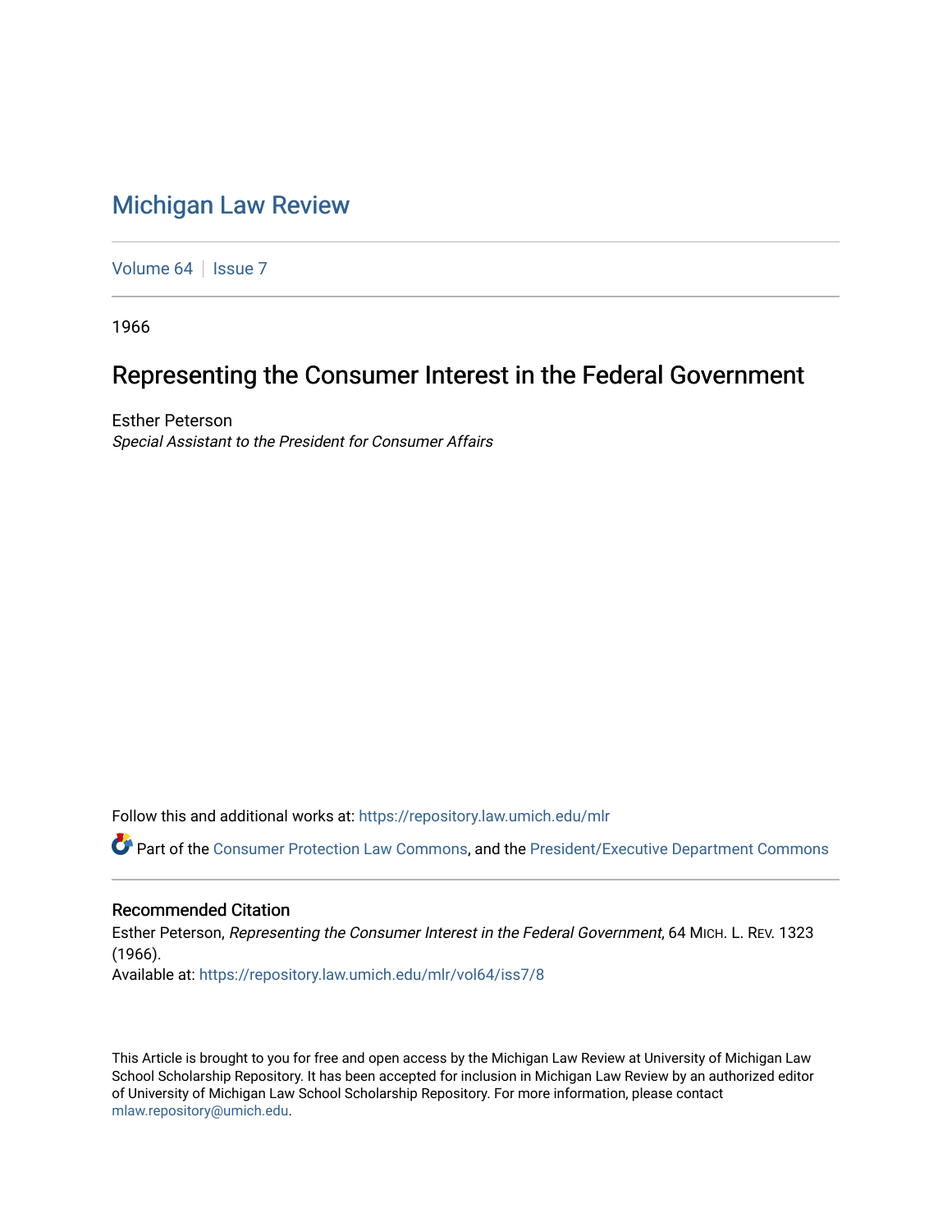# Michigan Law Review

Volume 64 | Issue 7

1966

## Representing the Consumer Interest in the Federal Government

Esther Peterson

*Special Assistant to the President for Consumer Affairs*

Follow this and additional works at: https://repository.law.umich.edu/mlr

Part of the Consumer Protection Law Commons, and the President/Executive Department Commons

### Recommended Citation

Esther Peterson, *Representing the Consumer Interest in the Federal Government*, 64 MICH. L. REV. 1323 (1966).

Available at: https://repository.law.umich.edu/mlr/vol64/iss7/8

This Article is brought to you for free and open access by the Michigan Law Review at University of Michigan Law School Scholarship Repository. It has been accepted for inclusion in Michigan Law Review by an authorized editor of University of Michigan Law School Scholarship Repository. For more information, please contact mlaw.repository@umich.edu.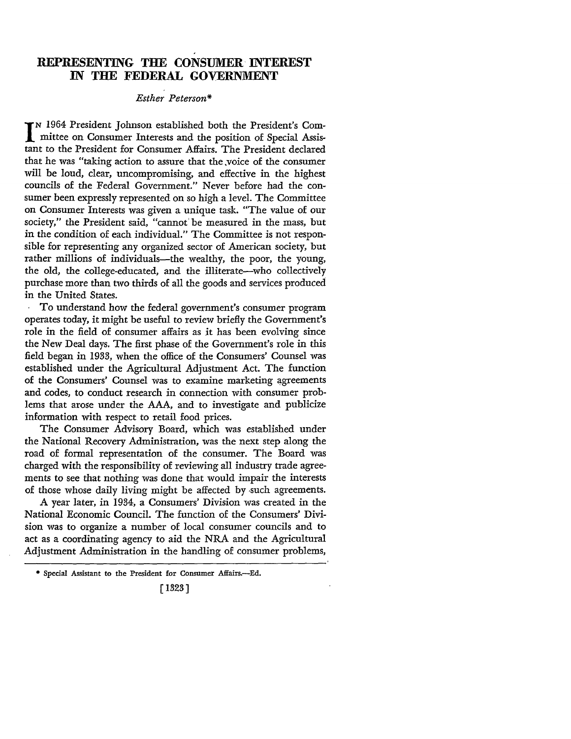# REPRESENTING THE CONSUMER INTEREST IN THE FEDERAL GOVERNMENT

*Esther Peterson**

In 1964 President Johnson established both the President's Committee on Consumer Interests and the position of Special Assistant to the President for Consumer Affairs. The President declared that he was "taking action to assure that the voice of the consumer will be loud, clear, uncompromising, and effective in the highest councils of the Federal Government." Never before had the consumer been expressly represented on so high a level. The Committee on Consumer Interests was given a unique task. "The value of our society," the President said, "cannot be measured in the mass, but in the condition of each individual." The Committee is not responsible for representing any organized sector of American society, but rather millions of individuals—the wealthy, the poor, the young, the old, the college-educated, and the illiterate—who collectively purchase more than two thirds of all the goods and services produced in the United States.

To understand how the federal government's consumer program operates today, it might be useful to review briefly the Government's role in the field of consumer affairs as it has been evolving since the New Deal days. The first phase of the Government's role in this field began in 1933, when the office of the Consumers' Counsel was established under the Agricultural Adjustment Act. The function of the Consumers' Counsel was to examine marketing agreements and codes, to conduct research in connection with consumer problems that arose under the AAA, and to investigate and publicize information with respect to retail food prices.

The Consumer Advisory Board, which was established under the National Recovery Administration, was the next step along the road of formal representation of the consumer. The Board was charged with the responsibility of reviewing all industry trade agreements to see that nothing was done that would impair the interests of those whose daily living might be affected by such agreements.

A year later, in 1934, a Consumers' Division was created in the National Economic Council. The function of the Consumers' Division was to organize a number of local consumer councils and to act as a coordinating agency to aid the NRA and the Agricultural Adjustment Administration in the handling of consumer problems,

---

\* Special Assistant to the President for Consumer Affairs.—Ed.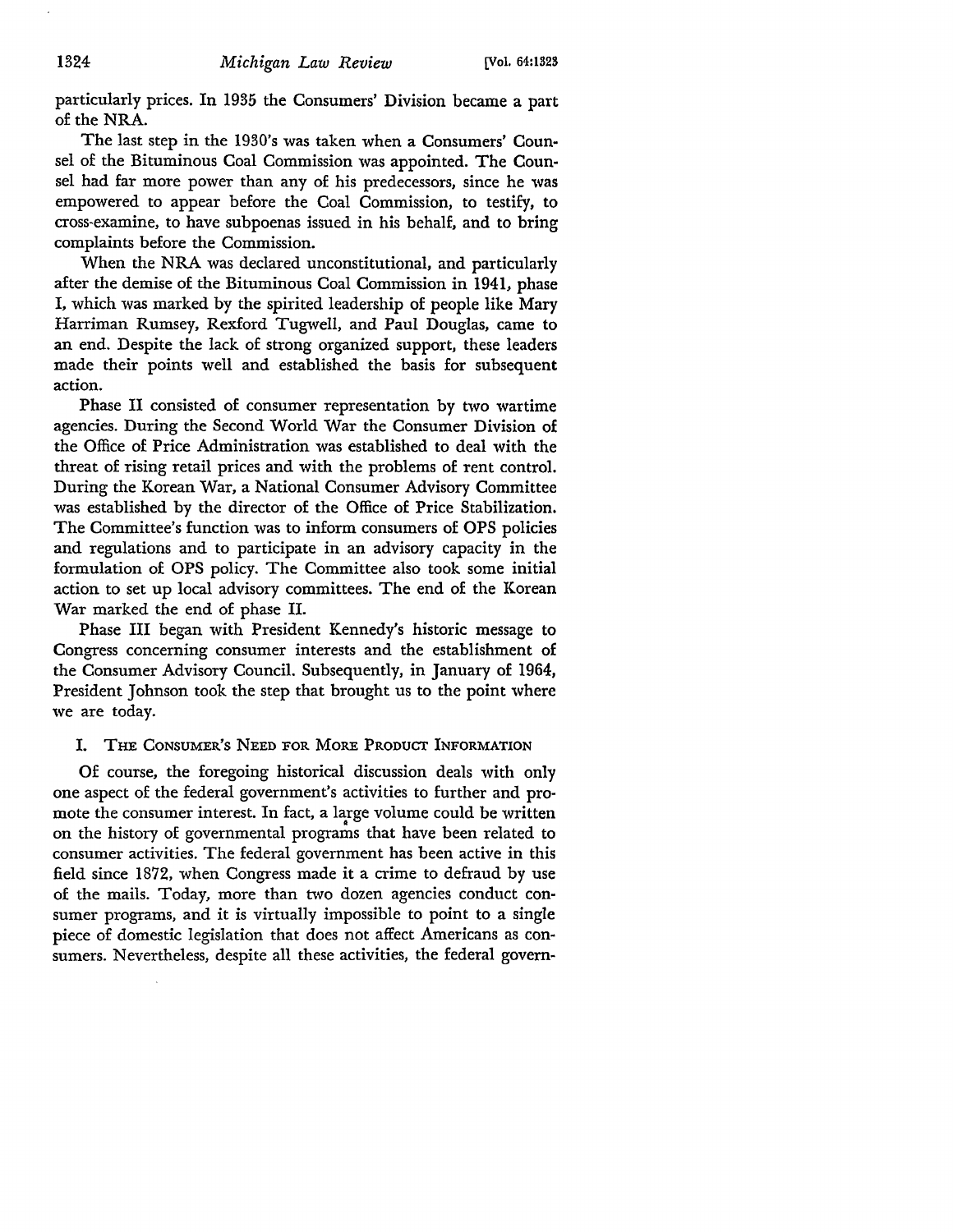particularly prices. In 1935 the Consumers' Division became a part of the NRA.

The last step in the 1930's was taken when a Consumers' Counsel of the Bituminous Coal Commission was appointed. The Counsel had far more power than any of his predecessors, since he was empowered to appear before the Coal Commission, to testify, to cross-examine, to have subpoenas issued in his behalf, and to bring complaints before the Commission.

When the NRA was declared unconstitutional, and particularly after the demise of the Bituminous Coal Commission in 1941, phase I, which was marked by the spirited leadership of people like Mary Harriman Rumsey, Rexford Tugwell, and Paul Douglas, came to an end. Despite the lack of strong organized support, these leaders made their points well and established the basis for subsequent action.

Phase II consisted of consumer representation by two wartime agencies. During the Second World War the Consumer Division of the Office of Price Administration was established to deal with the threat of rising retail prices and with the problems of rent control. During the Korean War, a National Consumer Advisory Committee was established by the director of the Office of Price Stabilization. The Committee's function was to inform consumers of OPS policies and regulations and to participate in an advisory capacity in the formulation of OPS policy. The Committee also took some initial action to set up local advisory committees. The end of the Korean War marked the end of phase II.

Phase III began with President Kennedy's historic message to Congress concerning consumer interests and the establishment of the Consumer Advisory Council. Subsequently, in January of 1964, President Johnson took the step that brought us to the point where we are today.

## I. The Consumer's Need for More Product Information

Of course, the foregoing historical discussion deals with only one aspect of the federal government's activities to further and promote the consumer interest. In fact, a large volume could be written on the history of governmental programs that have been related to consumer activities. The federal government has been active in this field since 1872, when Congress made it a crime to defraud by use of the mails. Today, more than two dozen agencies conduct consumer programs, and it is virtually impossible to point to a single piece of domestic legislation that does not affect Americans as consumers. Nevertheless, despite all these activities, the federal govern-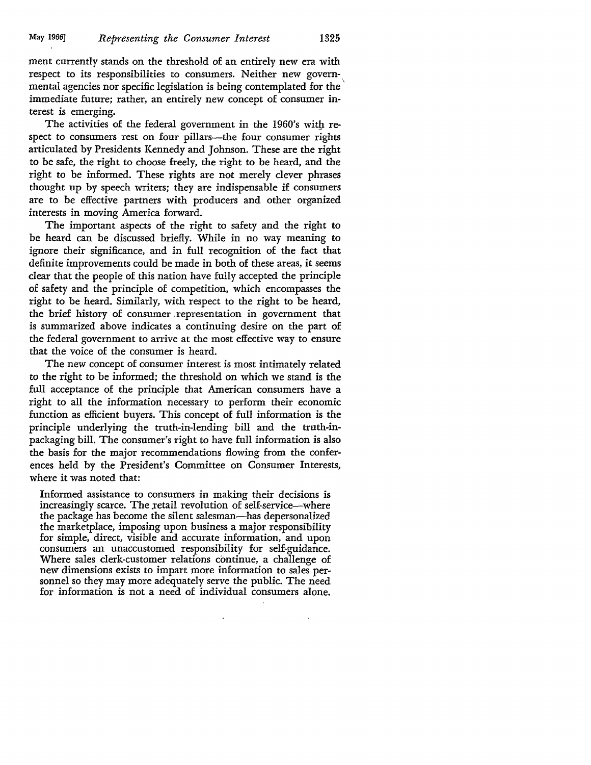ment currently stands on the threshold of an entirely new era with respect to its responsibilities to consumers. Neither new governmental agencies nor specific legislation is being contemplated for the immediate future; rather, an entirely new concept of consumer interest is emerging.

The activities of the federal government in the 1960's with respect to consumers rest on four pillars—the four consumer rights articulated by Presidents Kennedy and Johnson. These are the right to be safe, the right to choose freely, the right to be heard, and the right to be informed. These rights are not merely clever phrases thought up by speech writers; they are indispensable if consumers are to be effective partners with producers and other organized interests in moving America forward.

The important aspects of the right to safety and the right to be heard can be discussed briefly. While in no way meaning to ignore their significance, and in full recognition of the fact that definite improvements could be made in both of these areas, it seems clear that the people of this nation have fully accepted the principle of safety and the principle of competition, which encompasses the right to be heard. Similarly, with respect to the right to be heard, the brief history of consumer representation in government that is summarized above indicates a continuing desire on the part of the federal government to arrive at the most effective way to ensure that the voice of the consumer is heard.

The new concept of consumer interest is most intimately related to the right to be informed; the threshold on which we stand is the full acceptance of the principle that American consumers have a right to all the information necessary to perform their economic function as efficient buyers. This concept of full information is the principle underlying the truth-in-lending bill and the truth-in-packaging bill. The consumer's right to have full information is also the basis for the major recommendations flowing from the conferences held by the President's Committee on Consumer Interests, where it was noted that:

> Informed assistance to consumers in making their decisions is increasingly scarce. The retail revolution of self-service—where the package has become the silent salesman—has depersonalized the marketplace, imposing upon business a major responsibility for simple, direct, visible and accurate information, and upon consumers an unaccustomed responsibility for self-guidance. Where sales clerk-customer relations continue, a challenge of new dimensions exists to impart more information to sales personnel so they may more adequately serve the public. The need for information is not a need of individual consumers alone.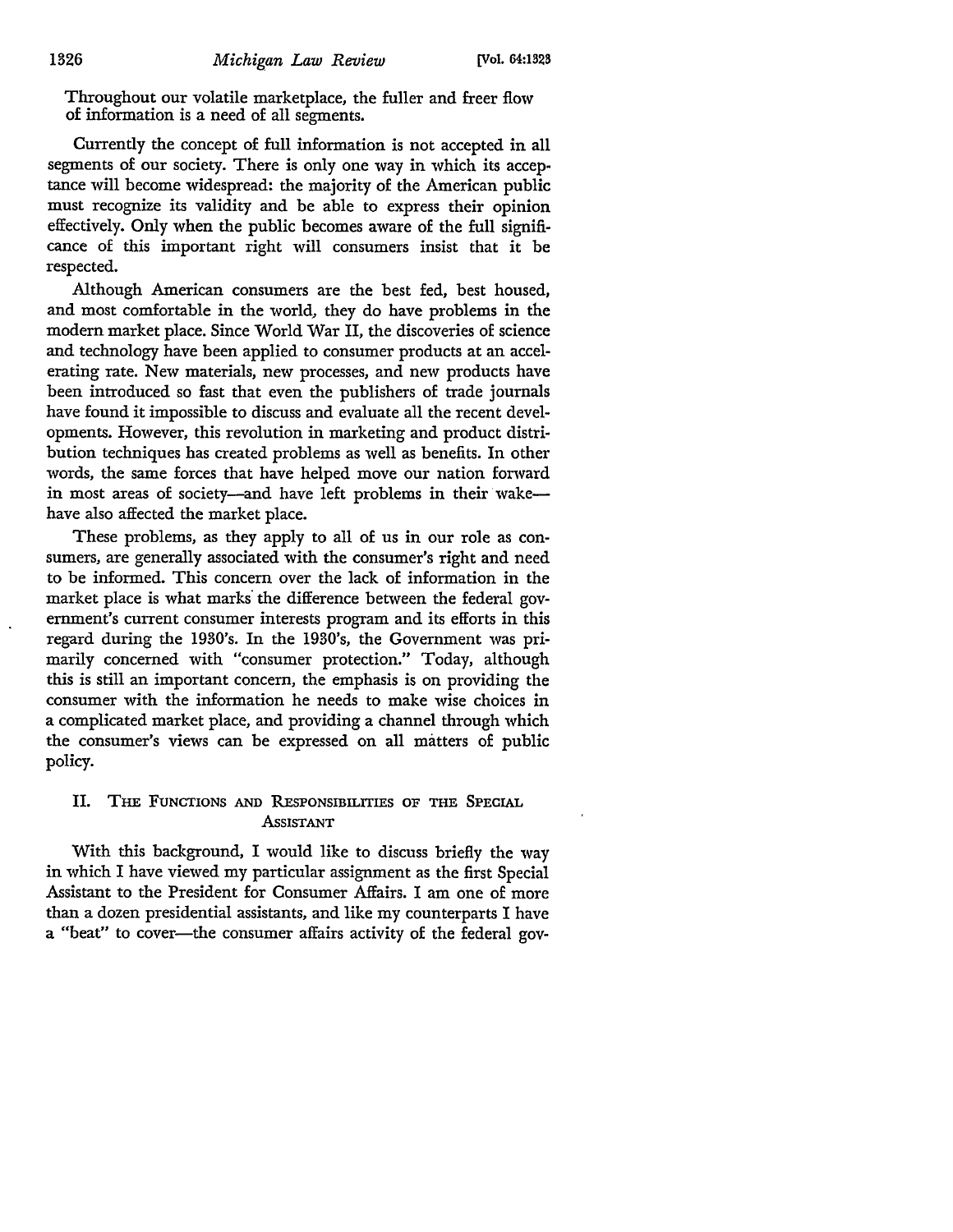Throughout our volatile marketplace, the fuller and freer flow of information is a need of all segments.

Currently the concept of full information is not accepted in all segments of our society. There is only one way in which its acceptance will become widespread: the majority of the American public must recognize its validity and be able to express their opinion effectively. Only when the public becomes aware of the full significance of this important right will consumers insist that it be respected.

Although American consumers are the best fed, best housed, and most comfortable in the world, they do have problems in the modern market place. Since World War II, the discoveries of science and technology have been applied to consumer products at an accelerating rate. New materials, new processes, and new products have been introduced so fast that even the publishers of trade journals have found it impossible to discuss and evaluate all the recent developments. However, this revolution in marketing and product distribution techniques has created problems as well as benefits. In other words, the same forces that have helped move our nation forward in most areas of society—and have left problems in their wake—have also affected the market place.

These problems, as they apply to all of us in our role as consumers, are generally associated with the consumer's right and need to be informed. This concern over the lack of information in the market place is what marks the difference between the federal government's current consumer interests program and its efforts in this regard during the 1930's. In the 1930's, the Government was primarily concerned with "consumer protection." Today, although this is still an important concern, the emphasis is on providing the consumer with the information he needs to make wise choices in a complicated market place, and providing a channel through which the consumer's views can be expressed on all matters of public policy.

## II. The Functions and Responsibilities of the Special Assistant

With this background, I would like to discuss briefly the way in which I have viewed my particular assignment as the first Special Assistant to the President for Consumer Affairs. I am one of more than a dozen presidential assistants, and like my counterparts I have a "beat" to cover—the consumer affairs activity of the federal gov-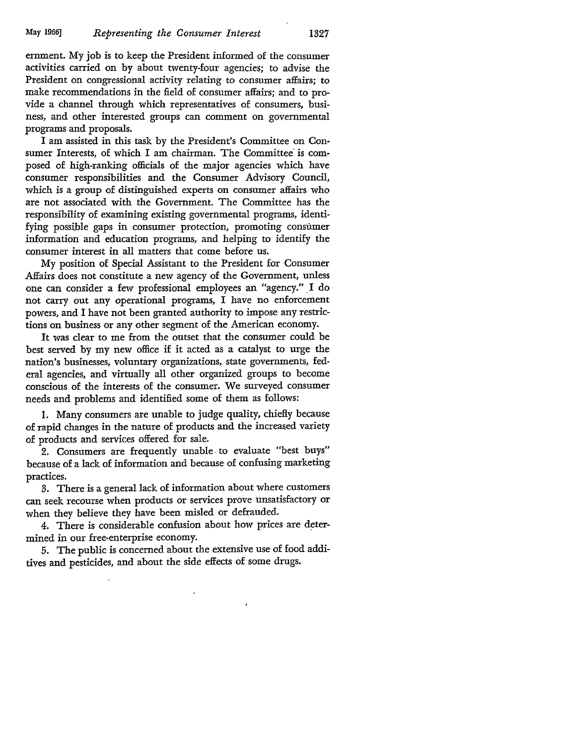ernment. My job is to keep the President informed of the consumer activities carried on by about twenty-four agencies; to advise the President on congressional activity relating to consumer affairs; to make recommendations in the field of consumer affairs; and to provide a channel through which representatives of consumers, business, and other interested groups can comment on governmental programs and proposals.

I am assisted in this task by the President's Committee on Consumer Interests, of which I am chairman. The Committee is composed of high-ranking officials of the major agencies which have consumer responsibilities and the Consumer Advisory Council, which is a group of distinguished experts on consumer affairs who are not associated with the Government. The Committee has the responsibility of examining existing governmental programs, identifying possible gaps in consumer protection, promoting consumer information and education programs, and helping to identify the consumer interest in all matters that come before us.

My position of Special Assistant to the President for Consumer Affairs does not constitute a new agency of the Government, unless one can consider a few professional employees an "agency." I do not carry out any operational programs, I have no enforcement powers, and I have not been granted authority to impose any restrictions on business or any other segment of the American economy.

It was clear to me from the outset that the consumer could be best served by my new office if it acted as a catalyst to urge the nation's businesses, voluntary organizations, state governments, federal agencies, and virtually all other organized groups to become conscious of the interests of the consumer. We surveyed consumer needs and problems and identified some of them as follows:

1. Many consumers are unable to judge quality, chiefly because of rapid changes in the nature of products and the increased variety of products and services offered for sale.

2. Consumers are frequently unable to evaluate "best buys" because of a lack of information and because of confusing marketing practices.

3. There is a general lack of information about where customers can seek recourse when products or services prove unsatisfactory or when they believe they have been misled or defrauded.

4. There is considerable confusion about how prices are determined in our free-enterprise economy.

5. The public is concerned about the extensive use of food additives and pesticides, and about the side effects of some drugs.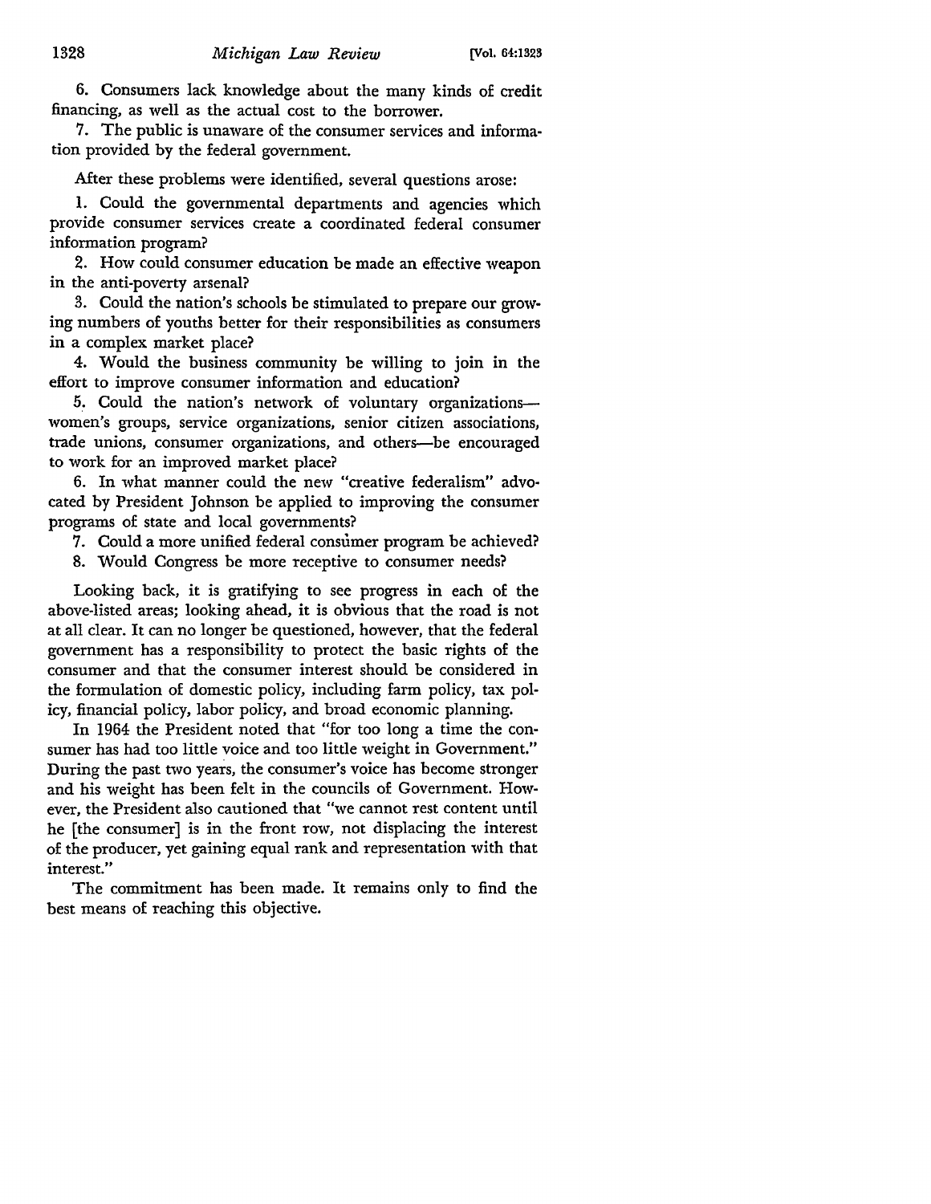6. Consumers lack knowledge about the many kinds of credit financing, as well as the actual cost to the borrower.

7. The public is unaware of the consumer services and information provided by the federal government.

After these problems were identified, several questions arose:

1. Could the governmental departments and agencies which provide consumer services create a coordinated federal consumer information program?

2. How could consumer education be made an effective weapon in the anti-poverty arsenal?

3. Could the nation's schools be stimulated to prepare our growing numbers of youths better for their responsibilities as consumers in a complex market place?

4. Would the business community be willing to join in the effort to improve consumer information and education?

5. Could the nation's network of voluntary organizations—women's groups, service organizations, senior citizen associations, trade unions, consumer organizations, and others—be encouraged to work for an improved market place?

6. In what manner could the new "creative federalism" advocated by President Johnson be applied to improving the consumer programs of state and local governments?

7. Could a more unified federal consumer program be achieved?

8. Would Congress be more receptive to consumer needs?

Looking back, it is gratifying to see progress in each of the above-listed areas; looking ahead, it is obvious that the road is not at all clear. It can no longer be questioned, however, that the federal government has a responsibility to protect the basic rights of the consumer and that the consumer interest should be considered in the formulation of domestic policy, including farm policy, tax policy, financial policy, labor policy, and broad economic planning.

In 1964 the President noted that "for too long a time the consumer has had too little voice and too little weight in Government." During the past two years, the consumer's voice has become stronger and his weight has been felt in the councils of Government. However, the President also cautioned that "we cannot rest content until he [the consumer] is in the front row, not displacing the interest of the producer, yet gaining equal rank and representation with that interest."

The commitment has been made. It remains only to find the best means of reaching this objective.